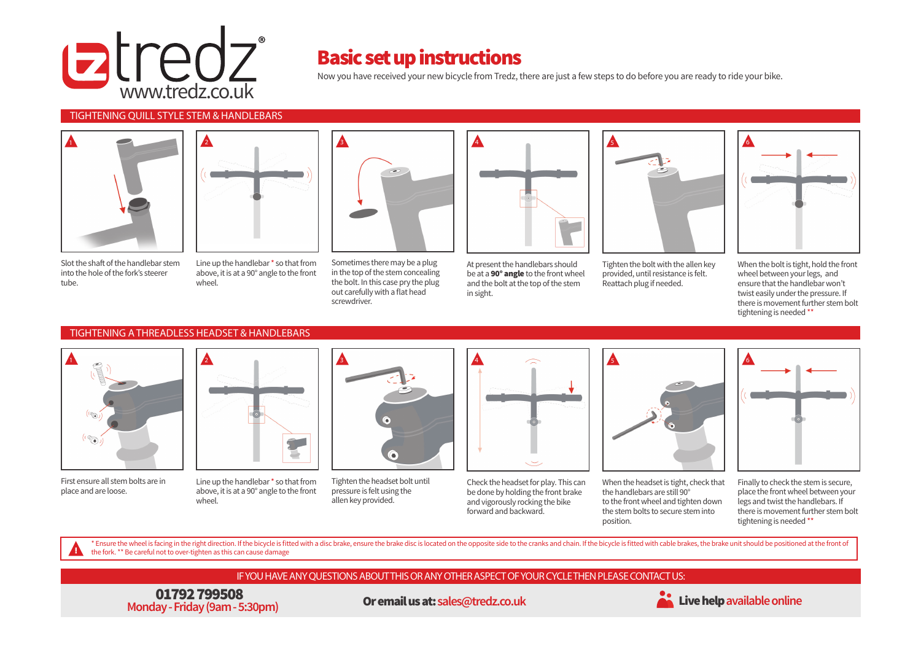tredz®
www.tredz.co.uk

# Basic set up instructions

Now you have received your new bicycle from Tredz, there are just a few steps to do before you are ready to ride your bike.

## TIGHTENING QUILL STYLE STEM & HANDLEBARS

1. Slot the shaft of the handlebar stem into the hole of the fork's steerer tube.
2. Line up the handlebar * so that from above, it is at a 90° angle to the front wheel.
3. Sometimes there may be a plug in the top of the stem concealing the bolt. In this case pry the plug out carefully with a flat head screwdriver.
4. At present the handlebars should be at a **90° angle** to the front wheel and the bolt at the top of the stem in sight.
5. Tighten the bolt with the allen key provided, until resistance is felt. Reattach plug if needed.
6. When the bolt is tight, hold the front wheel between your legs, and ensure that the handlebar won't twist easily under the pressure. If there is movement further stem bolt tightening is needed **

## TIGHTENING A THREADLESS HEADSET & HANDLEBARS

1. First ensure all stem bolts are in place and are loose.
2. Line up the handlebar * so that from above, it is at a 90° angle to the front wheel.
3. Tighten the headset bolt until pressure is felt using the allen key provided.
4. Check the headset for play. This can be done by holding the front brake and vigorously rocking the bike forward and backward.
5. When the headset is tight, check that the handlebars are still 90° to the front wheel and tighten down the stem bolts to secure stem into position.
6. Finally to check the stem is secure, place the front wheel between your legs and twist the handlebars. If there is movement further stem bolt tightening is needed **

* Ensure the wheel is facing in the right direction. If the bicycle is fitted with a disc brake, ensure the brake disc is located on the opposite side to the cranks and chain. If the bicycle is fitted with cable brakes, the brake unit should be positioned at the front of the fork. ** Be careful not to over-tighten as this can cause damage

IF YOU HAVE ANY QUESTIONS ABOUT THIS OR ANY OTHER ASPECT OF YOUR CYCLE THEN PLEASE CONTACT US:

**01792 799508**
Monday - Friday (9am - 5:30pm)

**Or email us at:** sales@tredz.co.uk

**Live help** available online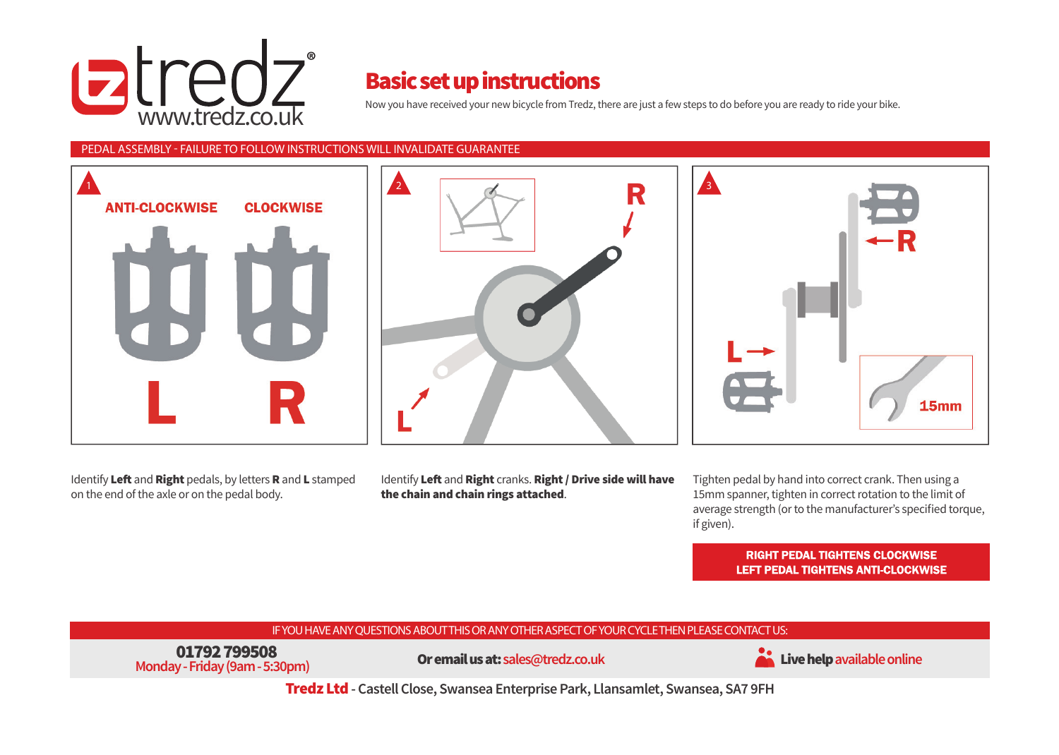tredz
www.tredz.co.uk

# Basic set up instructions

Now you have received your new bicycle from Tredz, there are just a few steps to do before you are ready to ride your bike.

## PEDAL ASSEMBLY - FAILURE TO FOLLOW INSTRUCTIONS WILL INVALIDATE GUARANTEE

1

ANTI-CLOCKWISE

CLOCKWISE

L

R

Identify **Left** and **Right** pedals, by letters **R** and **L** stamped on the end of the axle or on the pedal body.

2

R

L

Identify **Left** and **Right** cranks. **Right / Drive side will have the chain and chain rings attached**.

3

R

L

15mm

Tighten pedal by hand into correct crank. Then using a 15mm spanner, tighten in correct rotation to the limit of average strength (or to the manufacturer's specified torque, if given).

**RIGHT PEDAL TIGHTENS CLOCKWISE**
**LEFT PEDAL TIGHTENS ANTI-CLOCKWISE**

IF YOU HAVE ANY QUESTIONS ABOUT THIS OR ANY OTHER ASPECT OF YOUR CYCLE THEN PLEASE CONTACT US:

**01792 799508**
Monday - Friday (9am - 5:30pm)

**Or email us at:** sales@tredz.co.uk

**Live help** available online

**Tredz Ltd** - Castell Close, Swansea Enterprise Park, Llansamlet, Swansea, SA7 9FH